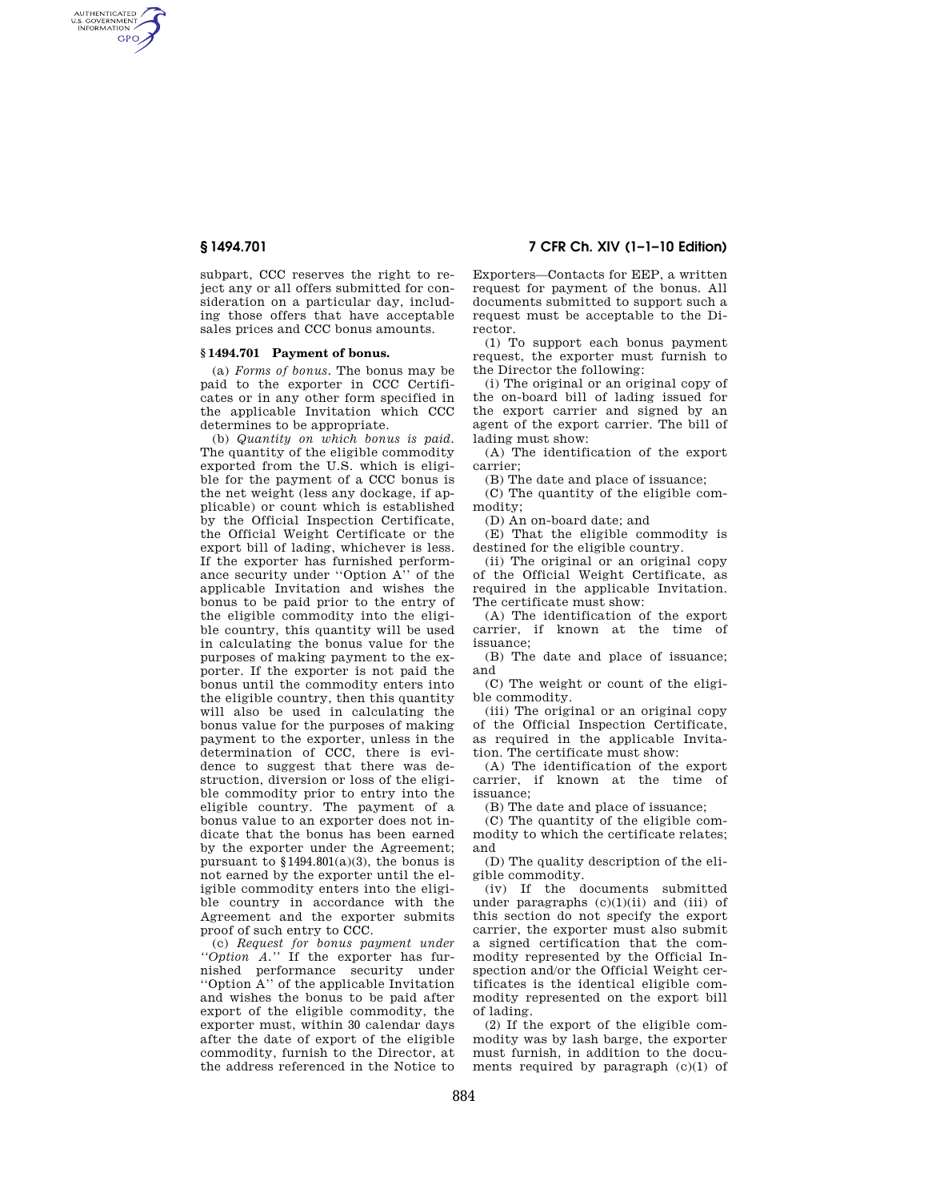subpart, CCC reserves the right to reject any or all offers submitted for consideration on a particular day, including those offers that have acceptable sales prices and CCC bonus amounts.

### § 1494.701 Payment of bonus.

(a) *Forms of bonus.* The bonus may be paid to the exporter in CCC Certificates or in any other form specified in the applicable Invitation which CCC determines to be appropriate.

(b) *Quantity on which bonus is paid.* The quantity of the eligible commodity exported from the U.S. which is eligible for the payment of a CCC bonus is the net weight (less any dockage, if applicable) or count which is established by the Official Inspection Certificate, the Official Weight Certificate or the export bill of lading, whichever is less. If the exporter has furnished performance security under "Option A" of the applicable Invitation and wishes the bonus to be paid prior to the entry of the eligible commodity into the eligible country, this quantity will be used in calculating the bonus value for the purposes of making payment to the exporter. If the exporter is not paid the bonus until the commodity enters into the eligible country, then this quantity will also be used in calculating the bonus value for the purposes of making payment to the exporter, unless in the determination of CCC, there is evidence to suggest that there was destruction, diversion or loss of the eligible commodity prior to entry into the eligible country. The payment of a bonus value to an exporter does not indicate that the bonus has been earned by the exporter under the Agreement; pursuant to §1494.801(a)(3), the bonus is not earned by the exporter until the eligible commodity enters into the eligible country in accordance with the Agreement and the exporter submits proof of such entry to CCC.

(c) *Request for bonus payment under "Option A."* If the exporter has furnished performance security under "Option A" of the applicable Invitation and wishes the bonus to be paid after export of the eligible commodity, the exporter must, within 30 calendar days after the date of export of the eligible commodity, furnish to the Director, at the address referenced in the Notice to Exporters—Contacts for EEP, a written request for payment of the bonus. All documents submitted to support such a request must be acceptable to the Director.

(1) To support each bonus payment request, the exporter must furnish to the Director the following:

(i) The original or an original copy of the on-board bill of lading issued for the export carrier and signed by an agent of the export carrier. The bill of lading must show:

(A) The identification of the export carrier;

(B) The date and place of issuance;

(C) The quantity of the eligible commodity;

(D) An on-board date; and

(E) That the eligible commodity is destined for the eligible country.

(ii) The original or an original copy of the Official Weight Certificate, as required in the applicable Invitation. The certificate must show:

(A) The identification of the export carrier, if known at the time of issuance;

(B) The date and place of issuance; and

(C) The weight or count of the eligible commodity.

(iii) The original or an original copy of the Official Inspection Certificate, as required in the applicable Invitation. The certificate must show:

(A) The identification of the export carrier, if known at the time of issuance;

(B) The date and place of issuance;

(C) The quantity of the eligible commodity to which the certificate relates; and

(D) The quality description of the eligible commodity.

(iv) If the documents submitted under paragraphs (c)(1)(ii) and (iii) of this section do not specify the export carrier, the exporter must also submit a signed certification that the commodity represented by the Official Inspection and/or the Official Weight certificates is the identical eligible commodity represented on the export bill of lading.

(2) If the export of the eligible commodity was by lash barge, the exporter must furnish, in addition to the documents required by paragraph (c)(1) of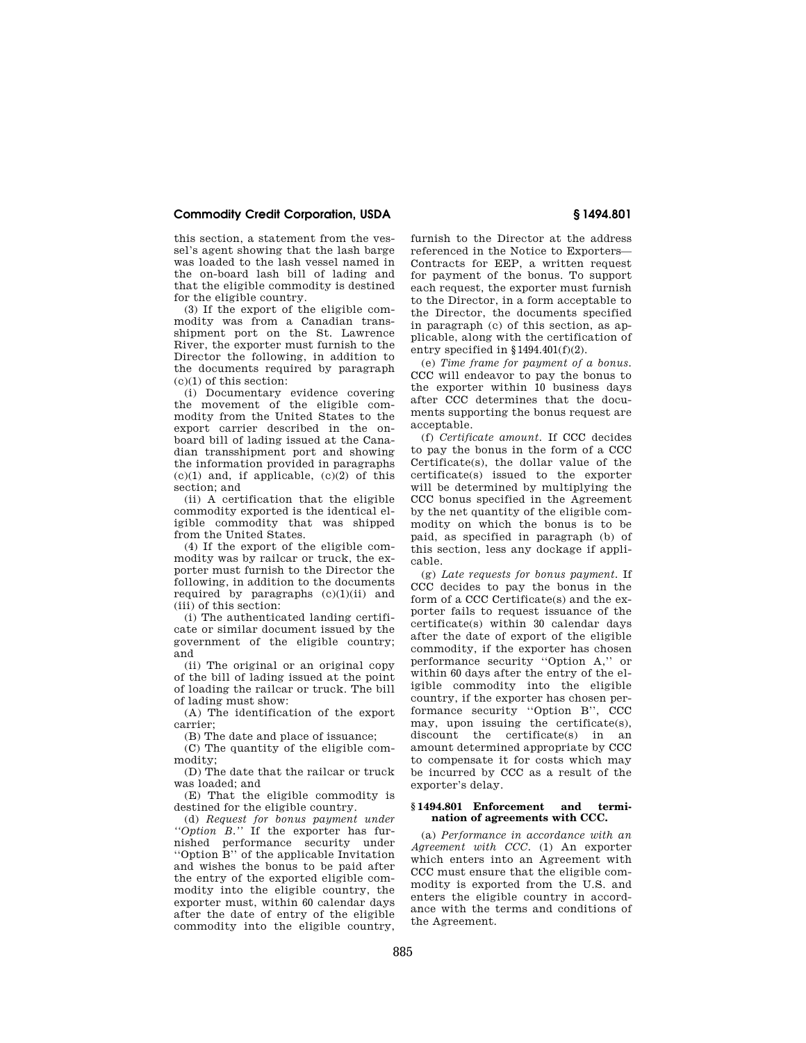this section, a statement from the vessel's agent showing that the lash barge was loaded to the lash vessel named in the on-board lash bill of lading and that the eligible commodity is destined for the eligible country.

(3) If the export of the eligible commodity was from a Canadian transshipment port on the St. Lawrence River, the exporter must furnish to the Director the following, in addition to the documents required by paragraph (c)(1) of this section:

(i) Documentary evidence covering the movement of the eligible commodity from the United States to the export carrier described in the on-board bill of lading issued at the Canadian transshipment port and showing the information provided in paragraphs (c)(1) and, if applicable, (c)(2) of this section; and

(ii) A certification that the eligible commodity exported is the identical eligible commodity that was shipped from the United States.

(4) If the export of the eligible commodity was by railcar or truck, the exporter must furnish to the Director the following, in addition to the documents required by paragraphs (c)(1)(ii) and (iii) of this section:

(i) The authenticated landing certificate or similar document issued by the government of the eligible country; and

(ii) The original or an original copy of the bill of lading issued at the point of loading the railcar or truck. The bill of lading must show:

(A) The identification of the export carrier;

(B) The date and place of issuance;

(C) The quantity of the eligible commodity;

(D) The date that the railcar or truck was loaded; and

(E) That the eligible commodity is destined for the eligible country.

(d) *Request for bonus payment under "Option B."* If the exporter has furnished performance security under "Option B" of the applicable Invitation and wishes the bonus to be paid after the entry of the exported eligible commodity into the eligible country, the exporter must, within 60 calendar days after the date of entry of the eligible commodity into the eligible country, furnish to the Director at the address referenced in the Notice to Exporters—Contracts for EEP, a written request for payment of the bonus. To support each request, the exporter must furnish to the Director, in a form acceptable to the Director, the documents specified in paragraph (c) of this section, as applicable, along with the certification of entry specified in §1494.401(f)(2).

(e) *Time frame for payment of a bonus.* CCC will endeavor to pay the bonus to the exporter within 10 business days after CCC determines that the documents supporting the bonus request are acceptable.

(f) *Certificate amount.* If CCC decides to pay the bonus in the form of a CCC Certificate(s), the dollar value of the certificate(s) issued to the exporter will be determined by multiplying the CCC bonus specified in the Agreement by the net quantity of the eligible commodity on which the bonus is to be paid, as specified in paragraph (b) of this section, less any dockage if applicable.

(g) *Late requests for bonus payment.* If CCC decides to pay the bonus in the form of a CCC Certificate(s) and the exporter fails to request issuance of the certificate(s) within 30 calendar days after the date of export of the eligible commodity, if the exporter has chosen performance security "Option A," or within 60 days after the entry of the eligible commodity into the eligible country, if the exporter has chosen performance security "Option B", CCC may, upon issuing the certificate(s), discount the certificate(s) in an amount determined appropriate by CCC to compensate it for costs which may be incurred by CCC as a result of the exporter's delay.

### §1494.801 Enforcement and termination of agreements with CCC.

(a) *Performance in accordance with an Agreement with CCC.* (1) An exporter which enters into an Agreement with CCC must ensure that the eligible commodity is exported from the U.S. and enters the eligible country in accordance with the terms and conditions of the Agreement.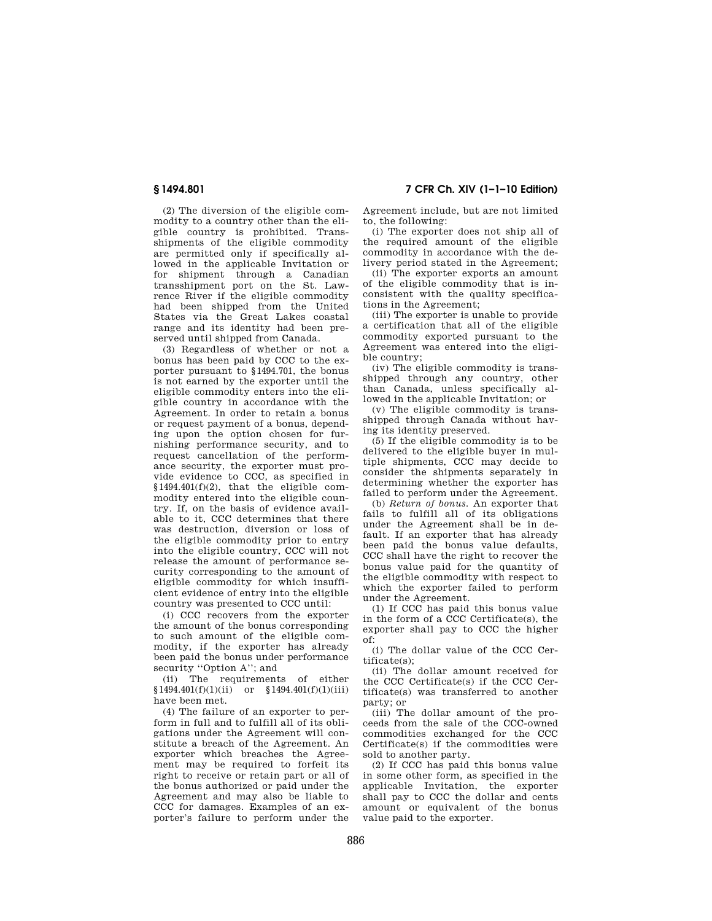(2) The diversion of the eligible commodity to a country other than the eligible country is prohibited. Transshipments of the eligible commodity are permitted only if specifically allowed in the applicable Invitation or for shipment through a Canadian transshipment port on the St. Lawrence River if the eligible commodity had been shipped from the United States via the Great Lakes coastal range and its identity had been preserved until shipped from Canada.

(3) Regardless of whether or not a bonus has been paid by CCC to the exporter pursuant to §1494.701, the bonus is not earned by the exporter until the eligible commodity enters into the eligible country in accordance with the Agreement. In order to retain a bonus or request payment of a bonus, depending upon the option chosen for furnishing performance security, and to request cancellation of the performance security, the exporter must provide evidence to CCC, as specified in §1494.401(f)(2), that the eligible commodity entered into the eligible country. If, on the basis of evidence available to it, CCC determines that there was destruction, diversion or loss of the eligible commodity prior to entry into the eligible country, CCC will not release the amount of performance security corresponding to the amount of eligible commodity for which insufficient evidence of entry into the eligible country was presented to CCC until:

(i) CCC recovers from the exporter the amount of the bonus corresponding to such amount of the eligible commodity, if the exporter has already been paid the bonus under performance security ''Option A''; and

(ii) The requirements of either §1494.401(f)(1)(ii) or §1494.401(f)(1)(iii) have been met.

(4) The failure of an exporter to perform in full and to fulfill all of its obligations under the Agreement will constitute a breach of the Agreement. An exporter which breaches the Agreement may be required to forfeit its right to receive or retain part or all of the bonus authorized or paid under the Agreement and may also be liable to CCC for damages. Examples of an exporter's failure to perform under the Agreement include, but are not limited to, the following:

(i) The exporter does not ship all of the required amount of the eligible commodity in accordance with the delivery period stated in the Agreement;

(ii) The exporter exports an amount of the eligible commodity that is inconsistent with the quality specifications in the Agreement;

(iii) The exporter is unable to provide a certification that all of the eligible commodity exported pursuant to the Agreement was entered into the eligible country;

(iv) The eligible commodity is transshipped through any country, other than Canada, unless specifically allowed in the applicable Invitation; or

(v) The eligible commodity is transshipped through Canada without having its identity preserved.

(5) If the eligible commodity is to be delivered to the eligible buyer in multiple shipments, CCC may decide to consider the shipments separately in determining whether the exporter has failed to perform under the Agreement.

(b) *Return of bonus.* An exporter that fails to fulfill all of its obligations under the Agreement shall be in default. If an exporter that has already been paid the bonus value defaults, CCC shall have the right to recover the bonus value paid for the quantity of the eligible commodity with respect to which the exporter failed to perform under the Agreement.

(1) If CCC has paid this bonus value in the form of a CCC Certificate(s), the exporter shall pay to CCC the higher of:

(i) The dollar value of the CCC Certificate(s);

(ii) The dollar amount received for the CCC Certificate(s) if the CCC Certificate(s) was transferred to another party; or

(iii) The dollar amount of the proceeds from the sale of the CCC-owned commodities exchanged for the CCC Certificate(s) if the commodities were sold to another party.

(2) If CCC has paid this bonus value in some other form, as specified in the applicable Invitation, the exporter shall pay to CCC the dollar and cents amount or equivalent of the bonus value paid to the exporter.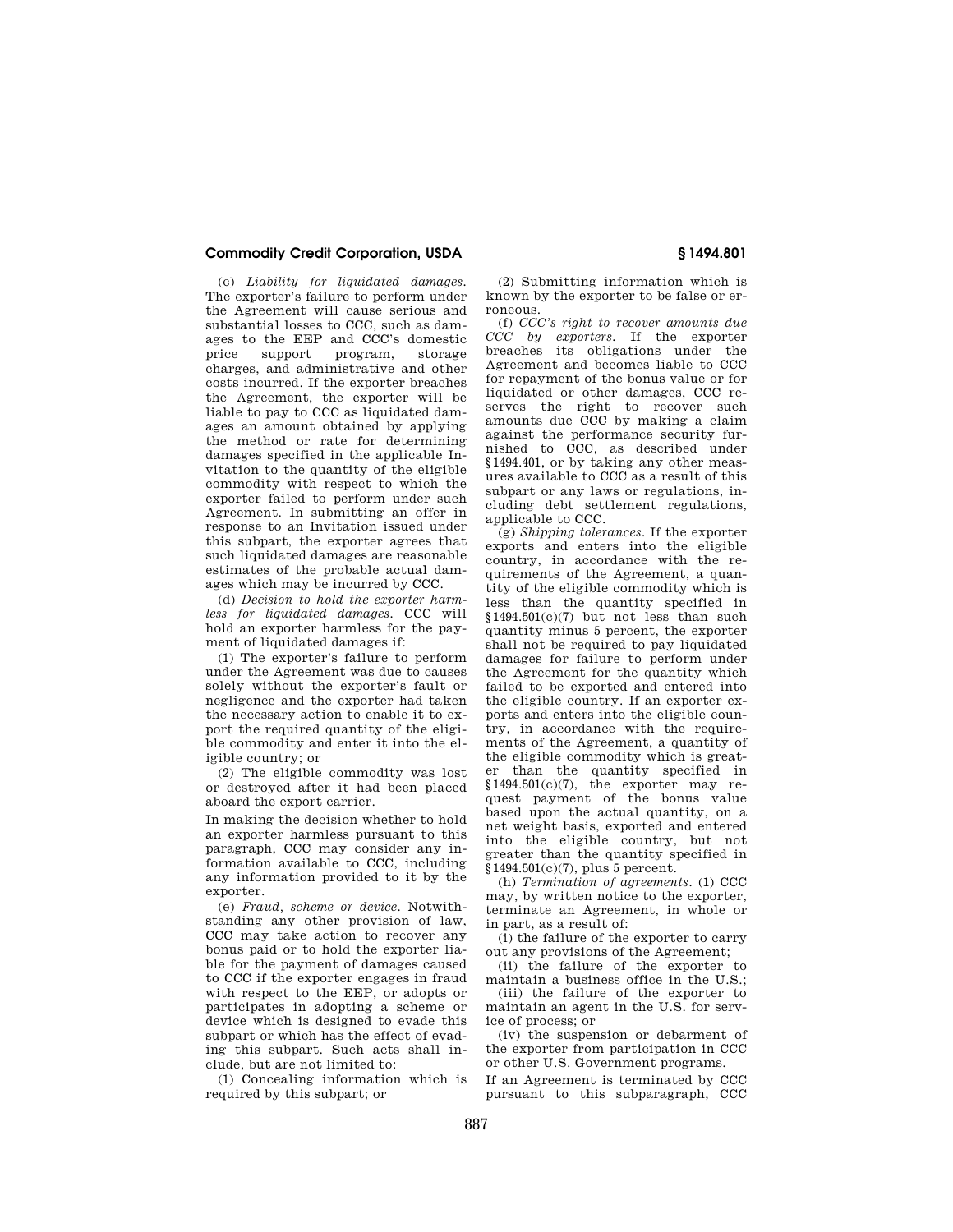(c) *Liability for liquidated damages.* The exporter's failure to perform under the Agreement will cause serious and substantial losses to CCC, such as damages to the EEP and CCC's domestic price support program, storage charges, and administrative and other costs incurred. If the exporter breaches the Agreement, the exporter will be liable to pay to CCC as liquidated damages an amount obtained by applying the method or rate for determining damages specified in the applicable Invitation to the quantity of the eligible commodity with respect to which the exporter failed to perform under such Agreement. In submitting an offer in response to an Invitation issued under this subpart, the exporter agrees that such liquidated damages are reasonable estimates of the probable actual damages which may be incurred by CCC.

(d) *Decision to hold the exporter harmless for liquidated damages.* CCC will hold an exporter harmless for the payment of liquidated damages if:

(1) The exporter's failure to perform under the Agreement was due to causes solely without the exporter's fault or negligence and the exporter had taken the necessary action to enable it to export the required quantity of the eligible commodity and enter it into the eligible country; or

(2) The eligible commodity was lost or destroyed after it had been placed aboard the export carrier.

In making the decision whether to hold an exporter harmless pursuant to this paragraph, CCC may consider any information available to CCC, including any information provided to it by the exporter.

(e) *Fraud, scheme or device.* Notwithstanding any other provision of law, CCC may take action to recover any bonus paid or to hold the exporter liable for the payment of damages caused to CCC if the exporter engages in fraud with respect to the EEP, or adopts or participates in adopting a scheme or device which is designed to evade this subpart or which has the effect of evading this subpart. Such acts shall include, but are not limited to:

(1) Concealing information which is required by this subpart; or

(2) Submitting information which is known by the exporter to be false or erroneous.

(f) *CCC's right to recover amounts due CCC by exporters.* If the exporter breaches its obligations under the Agreement and becomes liable to CCC for repayment of the bonus value or for liquidated or other damages, CCC reserves the right to recover such amounts due CCC by making a claim against the performance security furnished to CCC, as described under §1494.401, or by taking any other measures available to CCC as a result of this subpart or any laws or regulations, including debt settlement regulations, applicable to CCC.

(g) *Shipping tolerances.* If the exporter exports and enters into the eligible country, in accordance with the requirements of the Agreement, a quantity of the eligible commodity which is less than the quantity specified in §1494.501(c)(7) but not less than such quantity minus 5 percent, the exporter shall not be required to pay liquidated damages for failure to perform under the Agreement for the quantity which failed to be exported and entered into the eligible country. If an exporter exports and enters into the eligible country, in accordance with the requirements of the Agreement, a quantity of the eligible commodity which is greater than the quantity specified in §1494.501(c)(7), the exporter may request payment of the bonus value based upon the actual quantity, on a net weight basis, exported and entered into the eligible country, but not greater than the quantity specified in §1494.501(c)(7), plus 5 percent.

(h) *Termination of agreements.* (1) CCC may, by written notice to the exporter, terminate an Agreement, in whole or in part, as a result of:

(i) the failure of the exporter to carry out any provisions of the Agreement;

(ii) the failure of the exporter to maintain a business office in the U.S.;

(iii) the failure of the exporter to maintain an agent in the U.S. for service of process; or

(iv) the suspension or debarment of the exporter from participation in CCC or other U.S. Government programs.

If an Agreement is terminated by CCC pursuant to this subparagraph, CCC